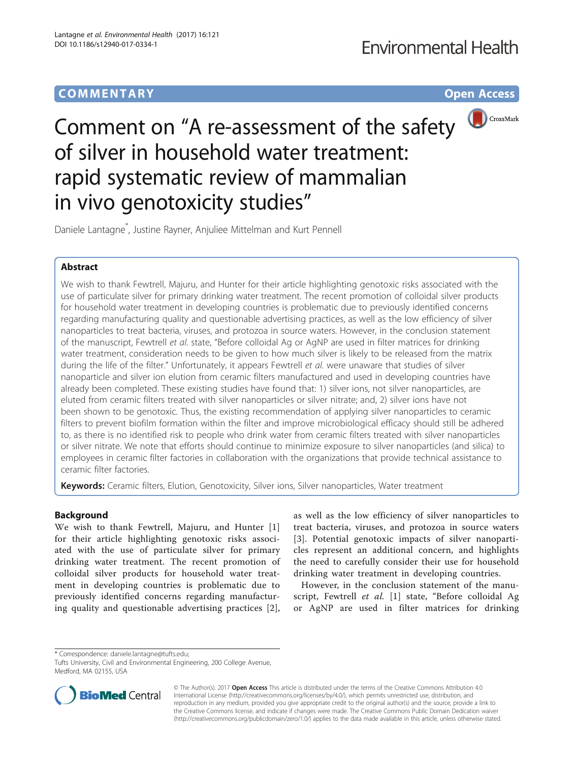**COMMENTARY** **Open Access**

# Comment on "A re-assessment of the safety of silver in household water treatment: rapid systematic review of mammalian in vivo genotoxicity studies"

Daniele Lantagne*, Justine Rayner, Anjuliee Mittelman and Kurt Pennell

## Abstract

We wish to thank Fewtrell, Majuru, and Hunter for their article highlighting genotoxic risks associated with the use of particulate silver for primary drinking water treatment. The recent promotion of colloidal silver products for household water treatment in developing countries is problematic due to previously identified concerns regarding manufacturing quality and questionable advertising practices, as well as the low efficiency of silver nanoparticles to treat bacteria, viruses, and protozoa in source waters. However, in the conclusion statement of the manuscript, Fewtrell *et al.* state, "Before colloidal Ag or AgNP are used in filter matrices for drinking water treatment, consideration needs to be given to how much silver is likely to be released from the matrix during the life of the filter." Unfortunately, it appears Fewtrell *et al.* were unaware that studies of silver nanoparticle and silver ion elution from ceramic filters manufactured and used in developing countries have already been completed. These existing studies have found that: 1) silver ions, not silver nanoparticles, are eluted from ceramic filters treated with silver nanoparticles or silver nitrate; and, 2) silver ions have not been shown to be genotoxic. Thus, the existing recommendation of applying silver nanoparticles to ceramic filters to prevent biofilm formation within the filter and improve microbiological efficacy should still be adhered to, as there is no identified risk to people who drink water from ceramic filters treated with silver nanoparticles or silver nitrate. We note that efforts should continue to minimize exposure to silver nanoparticles (and silica) to employees in ceramic filter factories in collaboration with the organizations that provide technical assistance to ceramic filter factories.

**Keywords:** Ceramic filters, Elution, Genotoxicity, Silver ions, Silver nanoparticles, Water treatment

## Background

We wish to thank Fewtrell, Majuru, and Hunter [1] for their article highlighting genotoxic risks associated with the use of particulate silver for primary drinking water treatment. The recent promotion of colloidal silver products for household water treatment in developing countries is problematic due to previously identified concerns regarding manufacturing quality and questionable advertising practices [2], as well as the low efficiency of silver nanoparticles to treat bacteria, viruses, and protozoa in source waters [3]. Potential genotoxic impacts of silver nanoparticles represent an additional concern, and highlights the need to carefully consider their use for household drinking water treatment in developing countries.

However, in the conclusion statement of the manuscript, Fewtrell *et al.* [1] state, "Before colloidal Ag or AgNP are used in filter matrices for drinking

\* Correspondence: daniele.lantagne@tufts.edu;
Tufts University, Civil and Environmental Engineering, 200 College Avenue, Medford, MA 02155, USA

© The Author(s). 2017 **Open Access** This article is distributed under the terms of the Creative Commons Attribution 4.0 International License (http://creativecommons.org/licenses/by/4.0/), which permits unrestricted use, distribution, and reproduction in any medium, provided you give appropriate credit to the original author(s) and the source, provide a link to the Creative Commons license, and indicate if changes were made. The Creative Commons Public Domain Dedication waiver (http://creativecommons.org/publicdomain/zero/1.0/) applies to the data made available in this article, unless otherwise stated.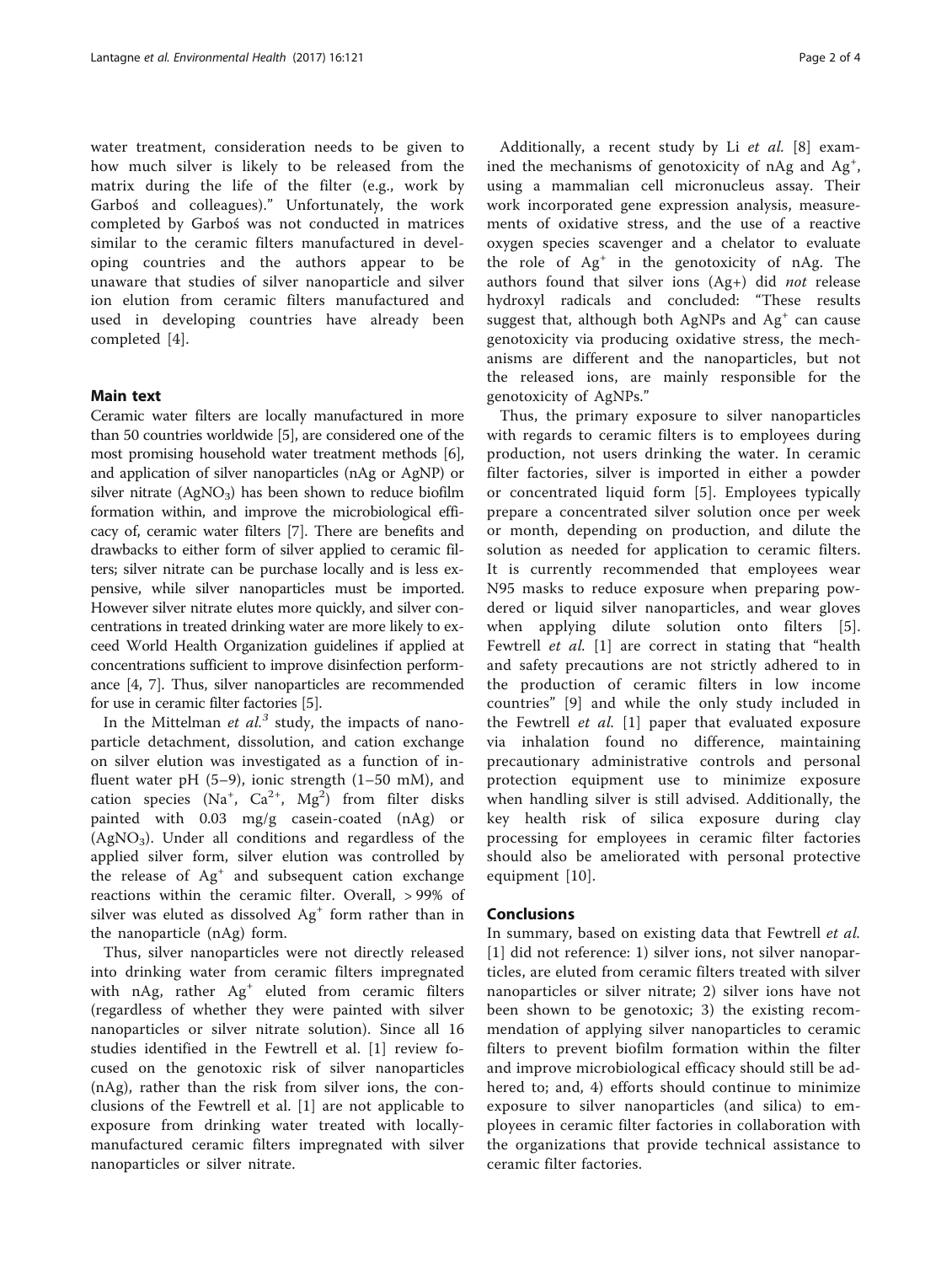water treatment, consideration needs to be given to how much silver is likely to be released from the matrix during the life of the filter (e.g., work by Garboś and colleagues)." Unfortunately, the work completed by Garboś was not conducted in matrices similar to the ceramic filters manufactured in developing countries and the authors appear to be unaware that studies of silver nanoparticle and silver ion elution from ceramic filters manufactured and used in developing countries have already been completed [4].

## Main text

Ceramic water filters are locally manufactured in more than 50 countries worldwide [5], are considered one of the most promising household water treatment methods [6], and application of silver nanoparticles (nAg or AgNP) or silver nitrate ($AgNO_3$) has been shown to reduce biofilm formation within, and improve the microbiological efficacy of, ceramic water filters [7]. There are benefits and drawbacks to either form of silver applied to ceramic filters; silver nitrate can be purchase locally and is less expensive, while silver nanoparticles must be imported. However silver nitrate elutes more quickly, and silver concentrations in treated drinking water are more likely to exceed World Health Organization guidelines if applied at concentrations sufficient to improve disinfection performance [4, 7]. Thus, silver nanoparticles are recommended for use in ceramic filter factories [5].

In the Mittelman *et al.*[3] study, the impacts of nanoparticle detachment, dissolution, and cation exchange on silver elution was investigated as a function of influent water pH (5–9), ionic strength (1–50 mM), and cation species ($Na^+$, $Ca^{2+}$, $Mg^2$) from filter disks painted with 0.03 mg/g casein-coated (nAg) or ($AgNO_3$). Under all conditions and regardless of the applied silver form, silver elution was controlled by the release of $Ag^+$ and subsequent cation exchange reactions within the ceramic filter. Overall, > 99% of silver was eluted as dissolved $Ag^+$ form rather than in the nanoparticle (nAg) form.

Thus, silver nanoparticles were not directly released into drinking water from ceramic filters impregnated with nAg, rather $Ag^+$ eluted from ceramic filters (regardless of whether they were painted with silver nanoparticles or silver nitrate solution). Since all 16 studies identified in the Fewtrell et al. [1] review focused on the genotoxic risk of silver nanoparticles (nAg), rather than the risk from silver ions, the conclusions of the Fewtrell et al. [1] are not applicable to exposure from drinking water treated with locally-manufactured ceramic filters impregnated with silver nanoparticles or silver nitrate.

Additionally, a recent study by Li *et al.* [8] examined the mechanisms of genotoxicity of nAg and $Ag^+$, using a mammalian cell micronucleus assay. Their work incorporated gene expression analysis, measurements of oxidative stress, and the use of a reactive oxygen species scavenger and a chelator to evaluate the role of $Ag^+$ in the genotoxicity of nAg. The authors found that silver ions ($Ag+$) did *not* release hydroxyl radicals and concluded: "These results suggest that, although both AgNPs and $Ag^+$ can cause genotoxicity via producing oxidative stress, the mechanisms are different and the nanoparticles, but not the released ions, are mainly responsible for the genotoxicity of AgNPs."

Thus, the primary exposure to silver nanoparticles with regards to ceramic filters is to employees during production, not users drinking the water. In ceramic filter factories, silver is imported in either a powder or concentrated liquid form [5]. Employees typically prepare a concentrated silver solution once per week or month, depending on production, and dilute the solution as needed for application to ceramic filters. It is currently recommended that employees wear N95 masks to reduce exposure when preparing powdered or liquid silver nanoparticles, and wear gloves when applying dilute solution onto filters [5]. Fewtrell *et al.* [1] are correct in stating that "health and safety precautions are not strictly adhered to in the production of ceramic filters in low income countries" [9] and while the only study included in the Fewtrell *et al.* [1] paper that evaluated exposure via inhalation found no difference, maintaining precautionary administrative controls and personal protection equipment use to minimize exposure when handling silver is still advised. Additionally, the key health risk of silica exposure during clay processing for employees in ceramic filter factories should also be ameliorated with personal protective equipment [10].

## Conclusions

In summary, based on existing data that Fewtrell *et al.* [1] did not reference: 1) silver ions, not silver nanoparticles, are eluted from ceramic filters treated with silver nanoparticles or silver nitrate; 2) silver ions have not been shown to be genotoxic; 3) the existing recommendation of applying silver nanoparticles to ceramic filters to prevent biofilm formation within the filter and improve microbiological efficacy should still be adhered to; and, 4) efforts should continue to minimize exposure to silver nanoparticles (and silica) to employees in ceramic filter factories in collaboration with the organizations that provide technical assistance to ceramic filter factories.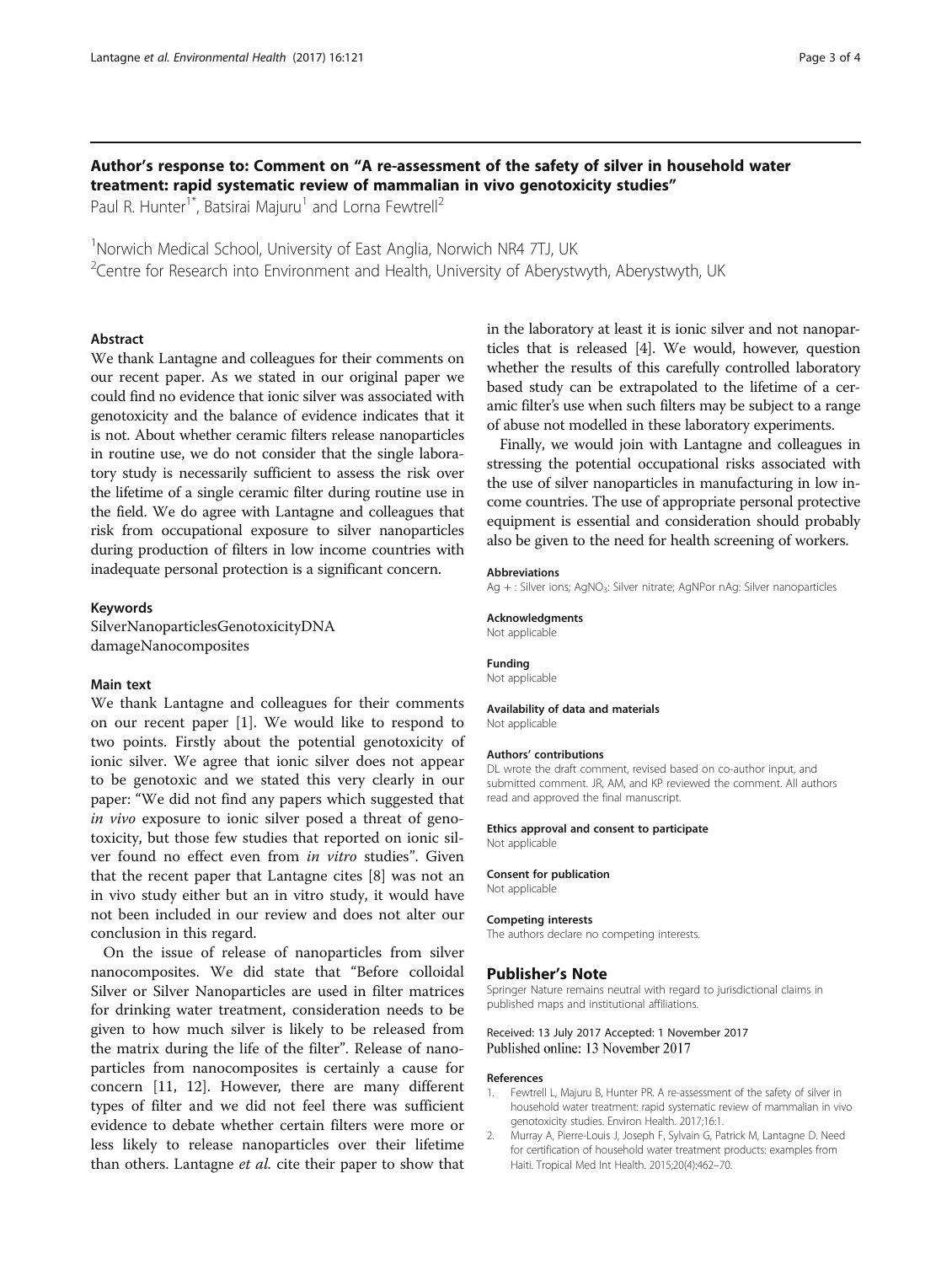# Author's response to: Comment on "A re-assessment of the safety of silver in household water treatment: rapid systematic review of mammalian in vivo genotoxicity studies"

Paul R. Hunter[1*], Batsirai Majuru[1] and Lorna Fewtrell[2]

[1]Norwich Medical School, University of East Anglia, Norwich NR4 7TJ, UK

[2]Centre for Research into Environment and Health, University of Aberystwyth, Aberystwyth, UK

## Abstract

We thank Lantagne and colleagues for their comments on our recent paper. As we stated in our original paper we could find no evidence that ionic silver was associated with genotoxicity and the balance of evidence indicates that it is not. About whether ceramic filters release nanoparticles in routine use, we do not consider that the single laboratory study is necessarily sufficient to assess the risk over the lifetime of a single ceramic filter during routine use in the field. We do agree with Lantagne and colleagues that risk from occupational exposure to silver nanoparticles during production of filters in low income countries with inadequate personal protection is a significant concern.

## Keywords

SilverNanoparticlesGenotoxicityDNA damageNanocomposites

## Main text

We thank Lantagne and colleagues for their comments on our recent paper [1]. We would like to respond to two points. Firstly about the potential genotoxicity of ionic silver. We agree that ionic silver does not appear to be genotoxic and we stated this very clearly in our paper: "We did not find any papers which suggested that *in vivo* exposure to ionic silver posed a threat of genotoxicity, but those few studies that reported on ionic silver found no effect even from *in vitro* studies". Given that the recent paper that Lantagne cites [8] was not an in vivo study either but an in vitro study, it would have not been included in our review and does not alter our conclusion in this regard.

On the issue of release of nanoparticles from silver nanocomposites. We did state that "Before colloidal Silver or Silver Nanoparticles are used in filter matrices for drinking water treatment, consideration needs to be given to how much silver is likely to be released from the matrix during the life of the filter". Release of nanoparticles from nanocomposites is certainly a cause for concern [11, 12]. However, there are many different types of filter and we did not feel there was sufficient evidence to debate whether certain filters were more or less likely to release nanoparticles over their lifetime than others. Lantagne *et al.* cite their paper to show that in the laboratory at least it is ionic silver and not nanoparticles that is released [4]. We would, however, question whether the results of this carefully controlled laboratory based study can be extrapolated to the lifetime of a ceramic filter's use when such filters may be subject to a range of abuse not modelled in these laboratory experiments.

Finally, we would join with Lantagne and colleagues in stressing the potential occupational risks associated with the use of silver nanoparticles in manufacturing in low income countries. The use of appropriate personal protective equipment is essential and consideration should probably also be given to the need for health screening of workers.

### Abbreviations

Ag + : Silver ions; $AgNO_3$: Silver nitrate; AgNPor nAg: Silver nanoparticles

### Acknowledgments

Not applicable

### Funding

Not applicable

### Availability of data and materials

Not applicable

### Authors' contributions

DL wrote the draft comment, revised based on co-author input, and submitted comment. JR, AM, and KP reviewed the comment. All authors read and approved the final manuscript.

### Ethics approval and consent to participate

Not applicable

### Consent for publication

Not applicable

### Competing interests

The authors declare no competing interests.

## Publisher's Note

Springer Nature remains neutral with regard to jurisdictional claims in published maps and institutional affiliations.

Received: 13 July 2017 Accepted: 1 November 2017
Published online: 13 November 2017

### References

1. Fewtrell L, Majuru B, Hunter PR. A re-assessment of the safety of silver in household water treatment: rapid systematic review of mammalian in vivo genotoxicity studies. Environ Health. 2017;16:1.
2. Murray A, Pierre-Louis J, Joseph F, Sylvain G, Patrick M, Lantagne D. Need for certification of household water treatment products: examples from Haiti. Tropical Med Int Health. 2015;20(4):462–70.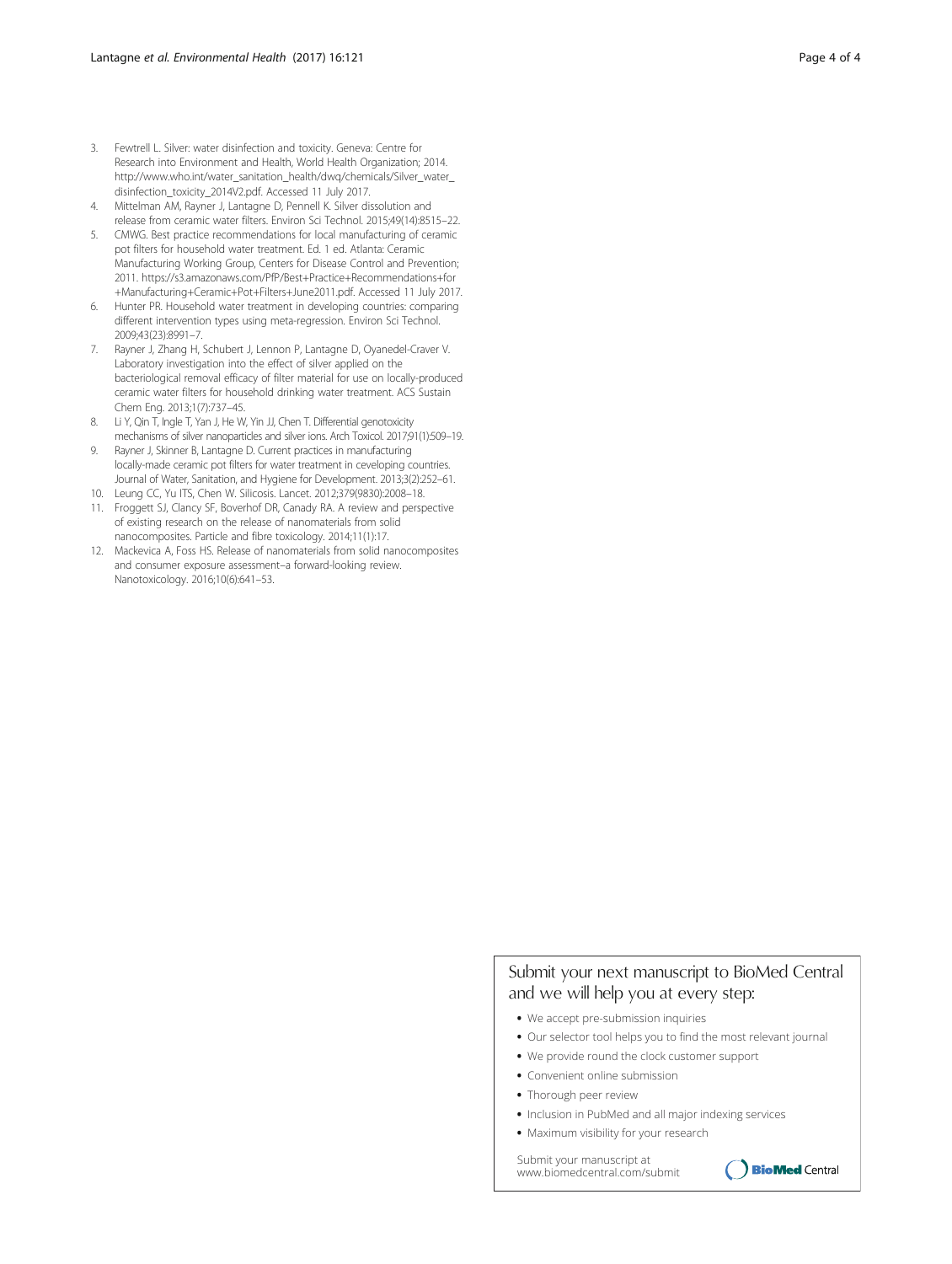3. Fewtrell L. Silver: water disinfection and toxicity. Geneva: Centre for Research into Environment and Health, World Health Organization; 2014. http://www.who.int/water_sanitation_health/dwq/chemicals/Silver_water_disinfection_toxicity_2014V2.pdf. Accessed 11 July 2017.
4. Mittelman AM, Rayner J, Lantagne D, Pennell K. Silver dissolution and release from ceramic water filters. Environ Sci Technol. 2015;49(14):8515–22.
5. CMWG. Best practice recommendations for local manufacturing of ceramic pot filters for household water treatment. Ed. 1 ed. Atlanta: Ceramic Manufacturing Working Group, Centers for Disease Control and Prevention; 2011. https://s3.amazonaws.com/PfP/Best+Practice+Recommendations+for+Manufacturing+Ceramic+Pot+Filters+June2011.pdf. Accessed 11 July 2017.
6. Hunter PR. Household water treatment in developing countries: comparing different intervention types using meta-regression. Environ Sci Technol. 2009;43(23):8991–7.
7. Rayner J, Zhang H, Schubert J, Lennon P, Lantagne D, Oyanedel-Craver V. Laboratory investigation into the effect of silver applied on the bacteriological removal efficacy of filter material for use on locally-produced ceramic water filters for household drinking water treatment. ACS Sustain Chem Eng. 2013;1(7):737–45.
8. Li Y, Qin T, Ingle T, Yan J, He W, Yin JJ, Chen T. Differential genotoxicity mechanisms of silver nanoparticles and silver ions. Arch Toxicol. 2017;91(1):509–19.
9. Rayner J, Skinner B, Lantagne D. Current practices in manufacturing locally-made ceramic pot filters for water treatment in ceveloping countries. Journal of Water, Sanitation, and Hygiene for Development. 2013;3(2):252–61.
10. Leung CC, Yu ITS, Chen W. Silicosis. Lancet. 2012;379(9830):2008–18.
11. Froggett SJ, Clancy SF, Boverhof DR, Canady RA. A review and perspective of existing research on the release of nanomaterials from solid nanocomposites. Particle and fibre toxicology. 2014;11(1):17.
12. Mackevica A, Foss HS. Release of nanomaterials from solid nanocomposites and consumer exposure assessment–a forward-looking review. Nanotoxicology. 2016;10(6):641–53.

Submit your next manuscript to BioMed Central and we will help you at every step:

- We accept pre-submission inquiries
- Our selector tool helps you to find the most relevant journal
- We provide round the clock customer support
- Convenient online submission
- Thorough peer review
- Inclusion in PubMed and all major indexing services
- Maximum visibility for your research

Submit your manuscript at www.biomedcentral.com/submit

BioMed Central